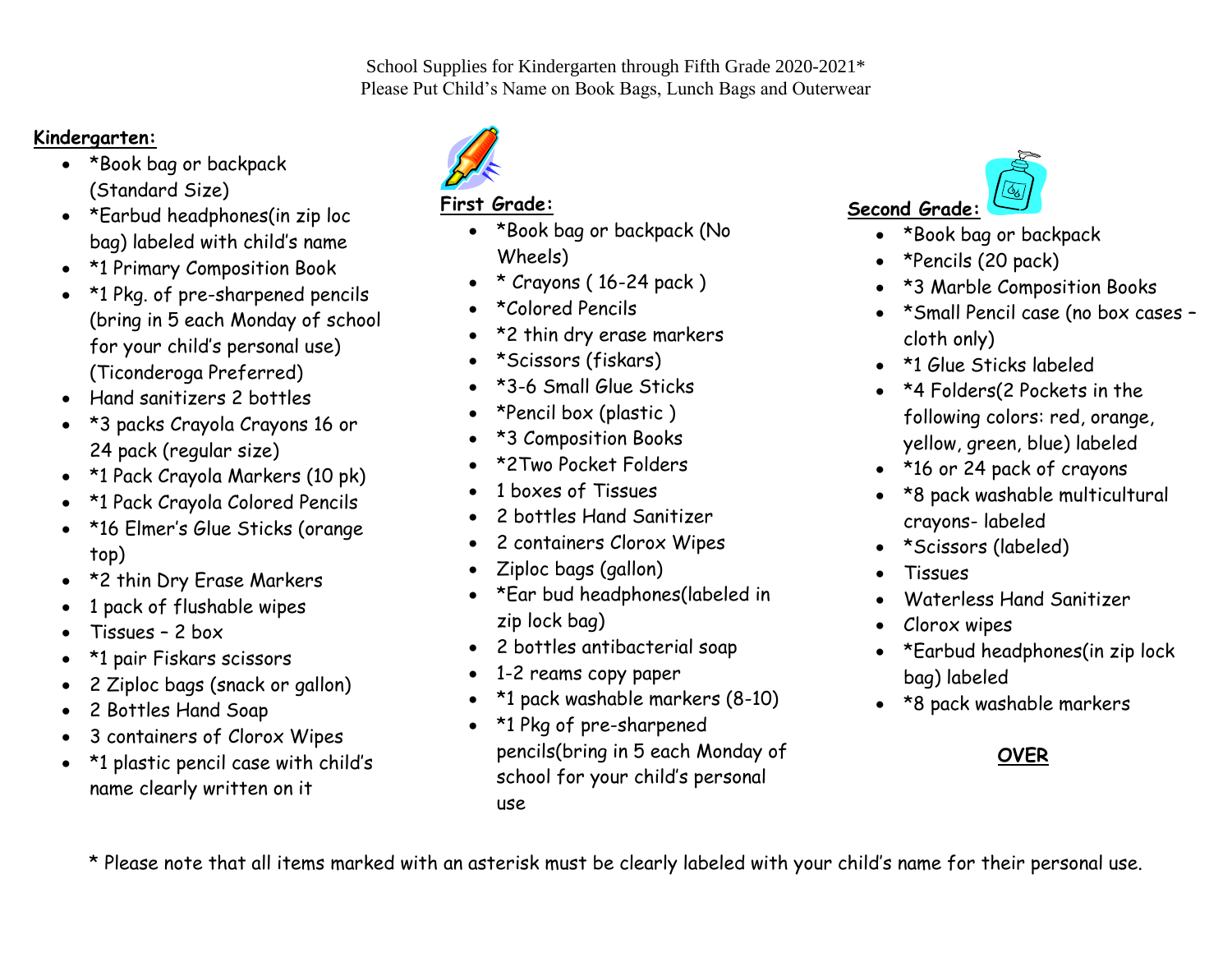School Supplies for Kindergarten through Fifth Grade 2020-2021*
Please Put Child's Name on Book Bags, Lunch Bags and Outerwear

**Kindergarten:**

- *Book bag or backpack (Standard Size)
- *Earbud headphones(in zip loc bag) labeled with child's name
- *1 Primary Composition Book
- *1 Pkg. of pre-sharpened pencils (bring in 5 each Monday of school for your child's personal use) (Ticonderoga Preferred)
- Hand sanitizers 2 bottles
- *3 packs Crayola Crayons 16 or 24 pack (regular size)
- *1 Pack Crayola Markers (10 pk)
- *1 Pack Crayola Colored Pencils
- *16 Elmer's Glue Sticks (orange top)
- *2 thin Dry Erase Markers
- 1 pack of flushable wipes
- Tissues – 2 box
- *1 pair Fiskars scissors
- 2 Ziploc bags (snack or gallon)
- 2 Bottles Hand Soap
- 3 containers of Clorox Wipes
- *1 plastic pencil case with child's name clearly written on it

**First Grade:**

- *Book bag or backpack (No Wheels)
- * Crayons ( 16-24 pack )
- *Colored Pencils
- *2 thin dry erase markers
- *Scissors (fiskars)
- *3-6 Small Glue Sticks
- *Pencil box (plastic )
- *3 Composition Books
- *2Two Pocket Folders
- 1 boxes of Tissues
- 2 bottles Hand Sanitizer
- 2 containers Clorox Wipes
- Ziploc bags (gallon)
- *Ear bud headphones(labeled in zip lock bag)
- 2 bottles antibacterial soap
- 1-2 reams copy paper
- *1 pack washable markers (8-10)
- *1 Pkg of pre-sharpened pencils(bring in 5 each Monday of school for your child's personal use

**Second Grade:**

- *Book bag or backpack
- *Pencils (20 pack)
- *3 Marble Composition Books
- *Small Pencil case (no box cases – cloth only)
- *1 Glue Sticks labeled
- *4 Folders(2 Pockets in the following colors: red, orange, yellow, green, blue) labeled
- *16 or 24 pack of crayons
- *8 pack washable multicultural crayons- labeled
- *Scissors (labeled)
- Tissues
- Waterless Hand Sanitizer
- Clorox wipes
- *Earbud headphones(in zip lock bag) labeled
- *8 pack washable markers

**OVER**

* Please note that all items marked with an asterisk must be clearly labeled with your child's name for their personal use.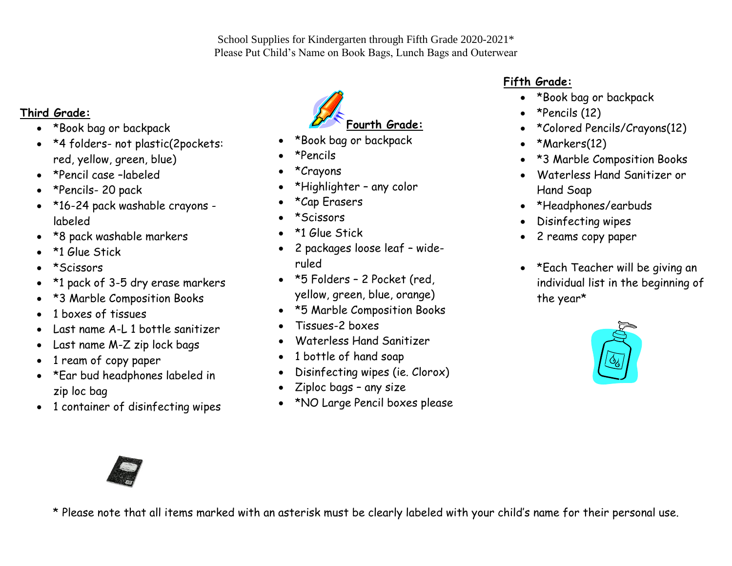School Supplies for Kindergarten through Fifth Grade 2020-2021*
Please Put Child's Name on Book Bags, Lunch Bags and Outerwear

**Third Grade:**

- *Book bag or backpack
- *4 folders- not plastic(2pockets: red, yellow, green, blue)
- *Pencil case –labeled
- *Pencils- 20 pack
- *16-24 pack washable crayons - labeled
- *8 pack washable markers
- *1 Glue Stick
- *Scissors
- *1 pack of 3-5 dry erase markers
- *3 Marble Composition Books
- 1 boxes of tissues
- Last name A-L 1 bottle sanitizer
- Last name M-Z zip lock bags
- 1 ream of copy paper
- *Ear bud headphones labeled in zip loc bag
- 1 container of disinfecting wipes

**Fourth Grade:**

- *Book bag or backpack
- *Pencils
- *Crayons
- *Highlighter – any color
- *Cap Erasers
- *Scissors
- *1 Glue Stick
- 2 packages loose leaf – wide-ruled
- *5 Folders – 2 Pocket (red, yellow, green, blue, orange)
- *5 Marble Composition Books
- Tissues-2 boxes
- Waterless Hand Sanitizer
- 1 bottle of hand soap
- Disinfecting wipes (ie. Clorox)
- Ziploc bags – any size
- *NO Large Pencil boxes please

**Fifth Grade:**

- *Book bag or backpack
- *Pencils (12)
- *Colored Pencils/Crayons(12)
- *Markers(12)
- *3 Marble Composition Books
- Waterless Hand Sanitizer or Hand Soap
- *Headphones/earbuds
- Disinfecting wipes
- 2 reams copy paper
- *Each Teacher will be giving an individual list in the beginning of the year*

* Please note that all items marked with an asterisk must be clearly labeled with your child's name for their personal use.